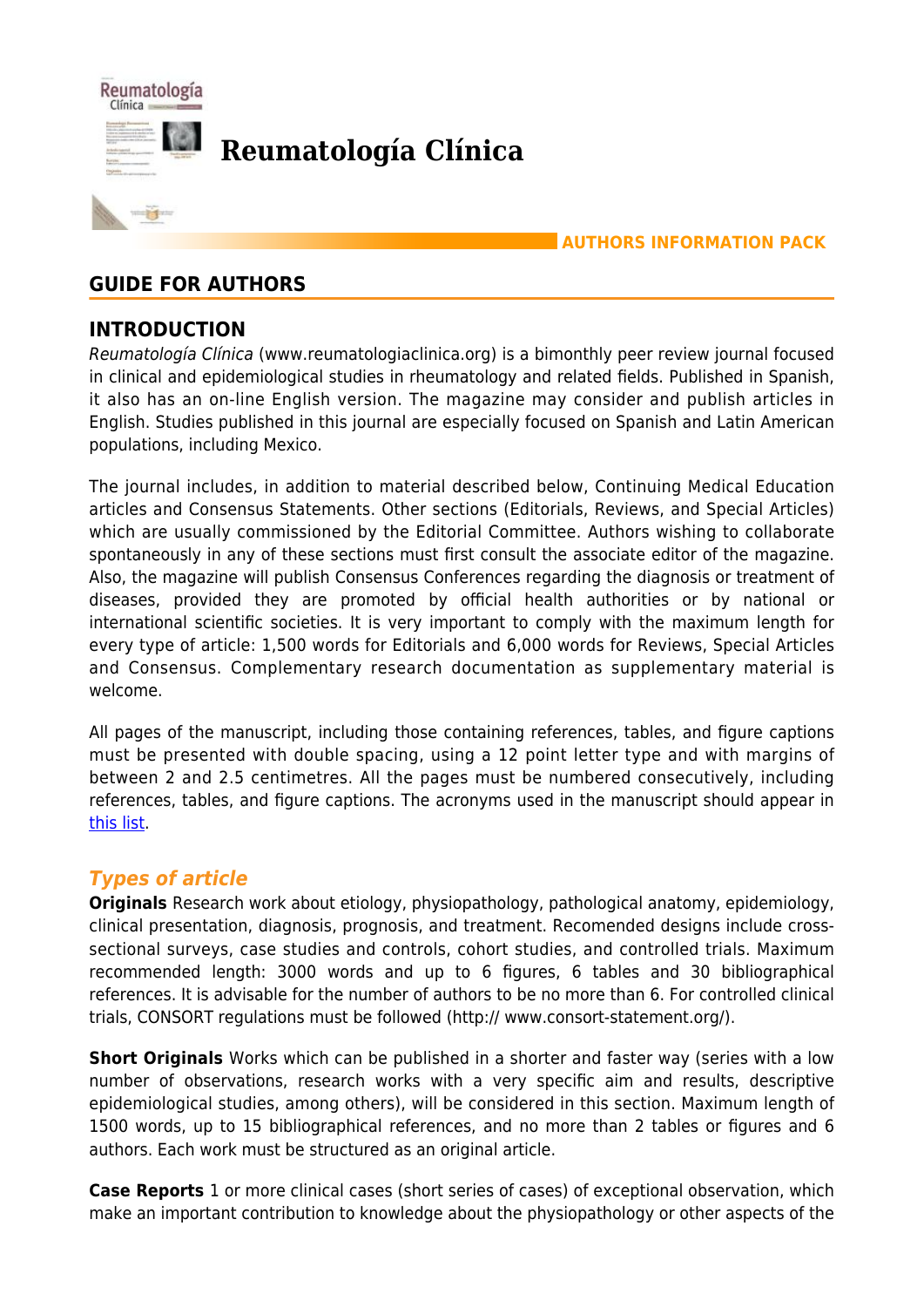# Reumatología Clínica

**AUTHORS INFORMATION PACK**

## GUIDE FOR AUTHORS

## INTRODUCTION

*Reumatología Clínica* (www.reumatologiaclinica.org) is a bimonthly peer review journal focused in clinical and epidemiological studies in rheumatology and related fields. Published in Spanish, it also has an on-line English version. The magazine may consider and publish articles in English. Studies published in this journal are especially focused on Spanish and Latin American populations, including Mexico.

The journal includes, in addition to material described below, Continuing Medical Education articles and Consensus Statements. Other sections (Editorials, Reviews, and Special Articles) which are usually commissioned by the Editorial Committee. Authors wishing to collaborate spontaneously in any of these sections must first consult the associate editor of the magazine. Also, the magazine will publish Consensus Conferences regarding the diagnosis or treatment of diseases, provided they are promoted by official health authorities or by national or international scientific societies. It is very important to comply with the maximum length for every type of article: 1,500 words for Editorials and 6,000 words for Reviews, Special Articles and Consensus. Complementary research documentation as supplementary material is welcome.

All pages of the manuscript, including those containing references, tables, and figure captions must be presented with double spacing, using a 12 point letter type and with margins of between 2 and 2.5 centimetres. All the pages must be numbered consecutively, including references, tables, and figure captions. The acronyms used in the manuscript should appear in this list.

### *Types of article*

**Originals** Research work about etiology, physiopathology, pathological anatomy, epidemiology, clinical presentation, diagnosis, prognosis, and treatment. Recomended designs include cross-sectional surveys, case studies and controls, cohort studies, and controlled trials. Maximum recommended length: 3000 words and up to 6 figures, 6 tables and 30 bibliographical references. It is advisable for the number of authors to be no more than 6. For controlled clinical trials, CONSORT regulations must be followed (http:// www.consort-statement.org/).

**Short Originals** Works which can be published in a shorter and faster way (series with a low number of observations, research works with a very specific aim and results, descriptive epidemiological studies, among others), will be considered in this section. Maximum length of 1500 words, up to 15 bibliographical references, and no more than 2 tables or figures and 6 authors. Each work must be structured as an original article.

**Case Reports** 1 or more clinical cases (short series of cases) of exceptional observation, which make an important contribution to knowledge about the physiopathology or other aspects of the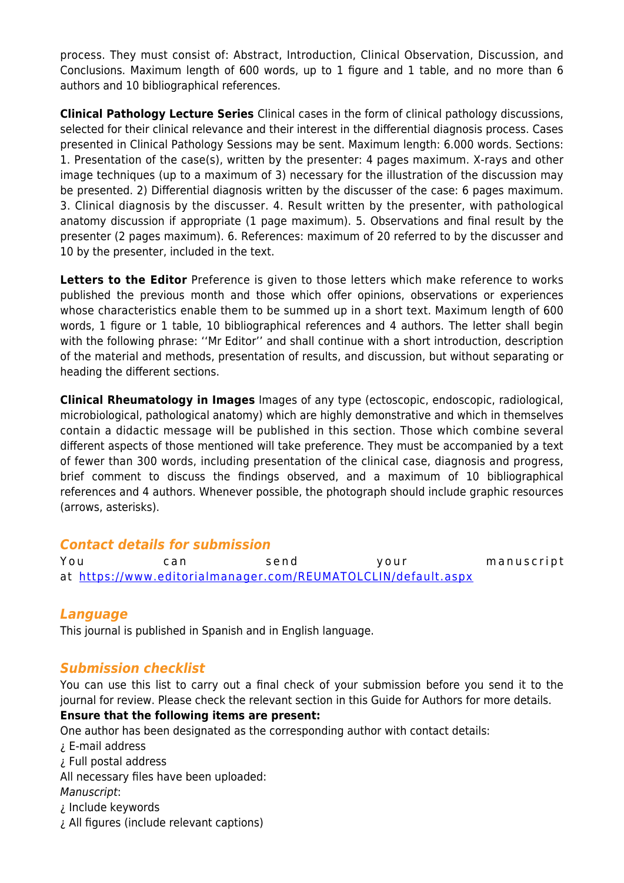process. They must consist of: Abstract, Introduction, Clinical Observation, Discussion, and Conclusions. Maximum length of 600 words, up to 1 figure and 1 table, and no more than 6 authors and 10 bibliographical references.

**Clinical Pathology Lecture Series** Clinical cases in the form of clinical pathology discussions, selected for their clinical relevance and their interest in the differential diagnosis process. Cases presented in Clinical Pathology Sessions may be sent. Maximum length: 6.000 words. Sections: 1. Presentation of the case(s), written by the presenter: 4 pages maximum. X-rays and other image techniques (up to a maximum of 3) necessary for the illustration of the discussion may be presented. 2) Differential diagnosis written by the discusser of the case: 6 pages maximum. 3. Clinical diagnosis by the discusser. 4. Result written by the presenter, with pathological anatomy discussion if appropriate (1 page maximum). 5. Observations and final result by the presenter (2 pages maximum). 6. References: maximum of 20 referred to by the discusser and 10 by the presenter, included in the text.

**Letters to the Editor** Preference is given to those letters which make reference to works published the previous month and those which offer opinions, observations or experiences whose characteristics enable them to be summed up in a short text. Maximum length of 600 words, 1 figure or 1 table, 10 bibliographical references and 4 authors. The letter shall begin with the following phrase: ''Mr Editor'' and shall continue with a short introduction, description of the material and methods, presentation of results, and discussion, but without separating or heading the different sections.

**Clinical Rheumatology in Images** Images of any type (ectoscopic, endoscopic, radiological, microbiological, pathological anatomy) which are highly demonstrative and which in themselves contain a didactic message will be published in this section. Those which combine several different aspects of those mentioned will take preference. They must be accompanied by a text of fewer than 300 words, including presentation of the clinical case, diagnosis and progress, brief comment to discuss the findings observed, and a maximum of 10 bibliographical references and 4 authors. Whenever possible, the photograph should include graphic resources (arrows, asterisks).

## Contact details for submission

You can send your manuscript at https://www.editorialmanager.com/REUMATOLCLIN/default.aspx

## Language

This journal is published in Spanish and in English language.

## Submission checklist

You can use this list to carry out a final check of your submission before you send it to the journal for review. Please check the relevant section in this Guide for Authors for more details.

**Ensure that the following items are present:**

One author has been designated as the corresponding author with contact details:

¿ E-mail address

¿ Full postal address

All necessary files have been uploaded:

*Manuscript*:

¿ Include keywords

¿ All figures (include relevant captions)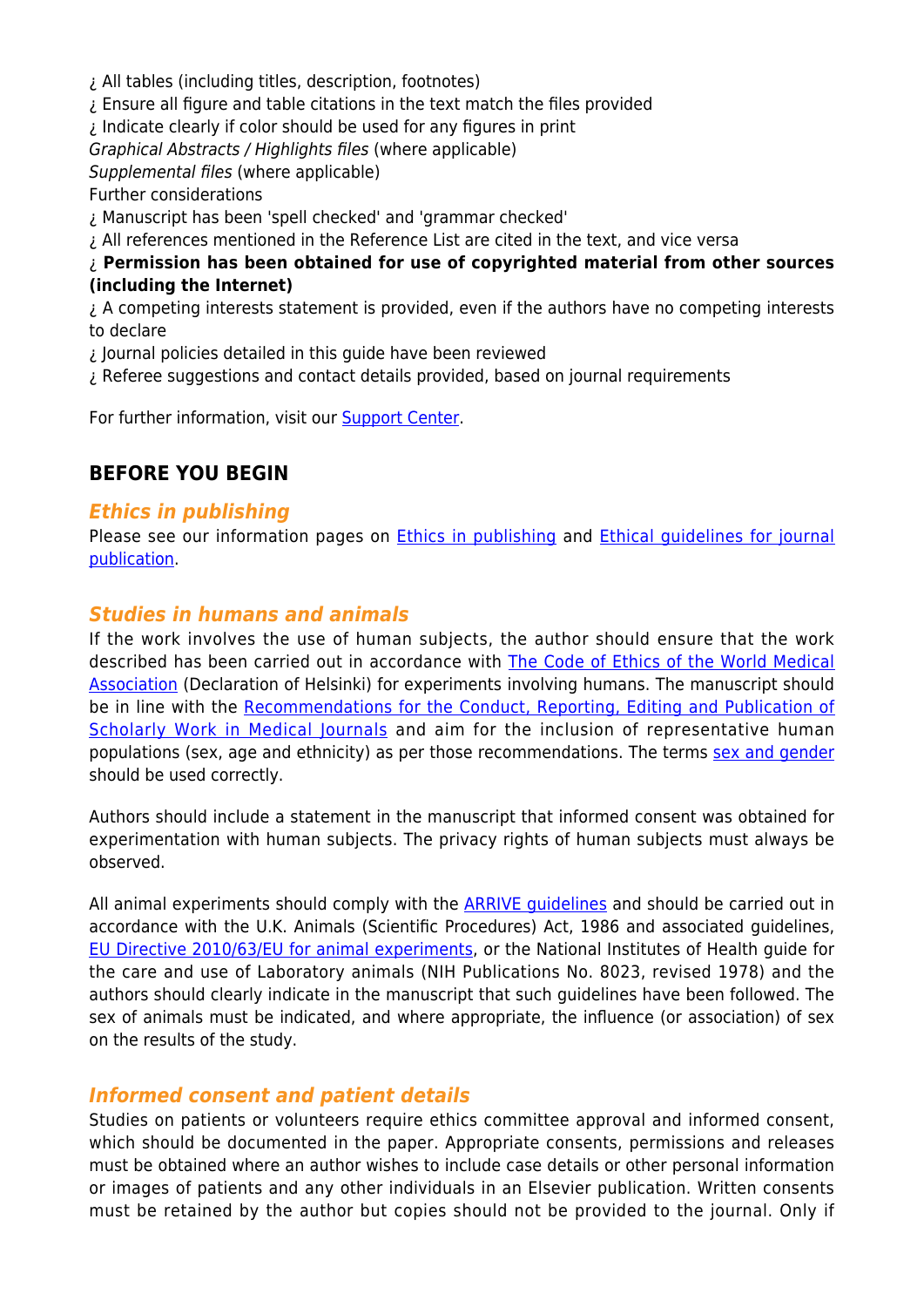¿ All tables (including titles, description, footnotes)
¿ Ensure all figure and table citations in the text match the files provided
¿ Indicate clearly if color should be used for any figures in print
*Graphical Abstracts / Highlights files* (where applicable)
*Supplemental files* (where applicable)
Further considerations
¿ Manuscript has been 'spell checked' and 'grammar checked'
¿ All references mentioned in the Reference List are cited in the text, and vice versa
¿ **Permission has been obtained for use of copyrighted material from other sources (including the Internet)**
¿ A competing interests statement is provided, even if the authors have no competing interests to declare
¿ Journal policies detailed in this guide have been reviewed
¿ Referee suggestions and contact details provided, based on journal requirements

For further information, visit our Support Center.

## BEFORE YOU BEGIN

### *Ethics in publishing*

Please see our information pages on Ethics in publishing and Ethical guidelines for journal publication.

### *Studies in humans and animals*

If the work involves the use of human subjects, the author should ensure that the work described has been carried out in accordance with The Code of Ethics of the World Medical Association (Declaration of Helsinki) for experiments involving humans. The manuscript should be in line with the Recommendations for the Conduct, Reporting, Editing and Publication of Scholarly Work in Medical Journals and aim for the inclusion of representative human populations (sex, age and ethnicity) as per those recommendations. The terms sex and gender should be used correctly.

Authors should include a statement in the manuscript that informed consent was obtained for experimentation with human subjects. The privacy rights of human subjects must always be observed.

All animal experiments should comply with the ARRIVE guidelines and should be carried out in accordance with the U.K. Animals (Scientific Procedures) Act, 1986 and associated guidelines, EU Directive 2010/63/EU for animal experiments, or the National Institutes of Health guide for the care and use of Laboratory animals (NIH Publications No. 8023, revised 1978) and the authors should clearly indicate in the manuscript that such guidelines have been followed. The sex of animals must be indicated, and where appropriate, the influence (or association) of sex on the results of the study.

### *Informed consent and patient details*

Studies on patients or volunteers require ethics committee approval and informed consent, which should be documented in the paper. Appropriate consents, permissions and releases must be obtained where an author wishes to include case details or other personal information or images of patients and any other individuals in an Elsevier publication. Written consents must be retained by the author but copies should not be provided to the journal. Only if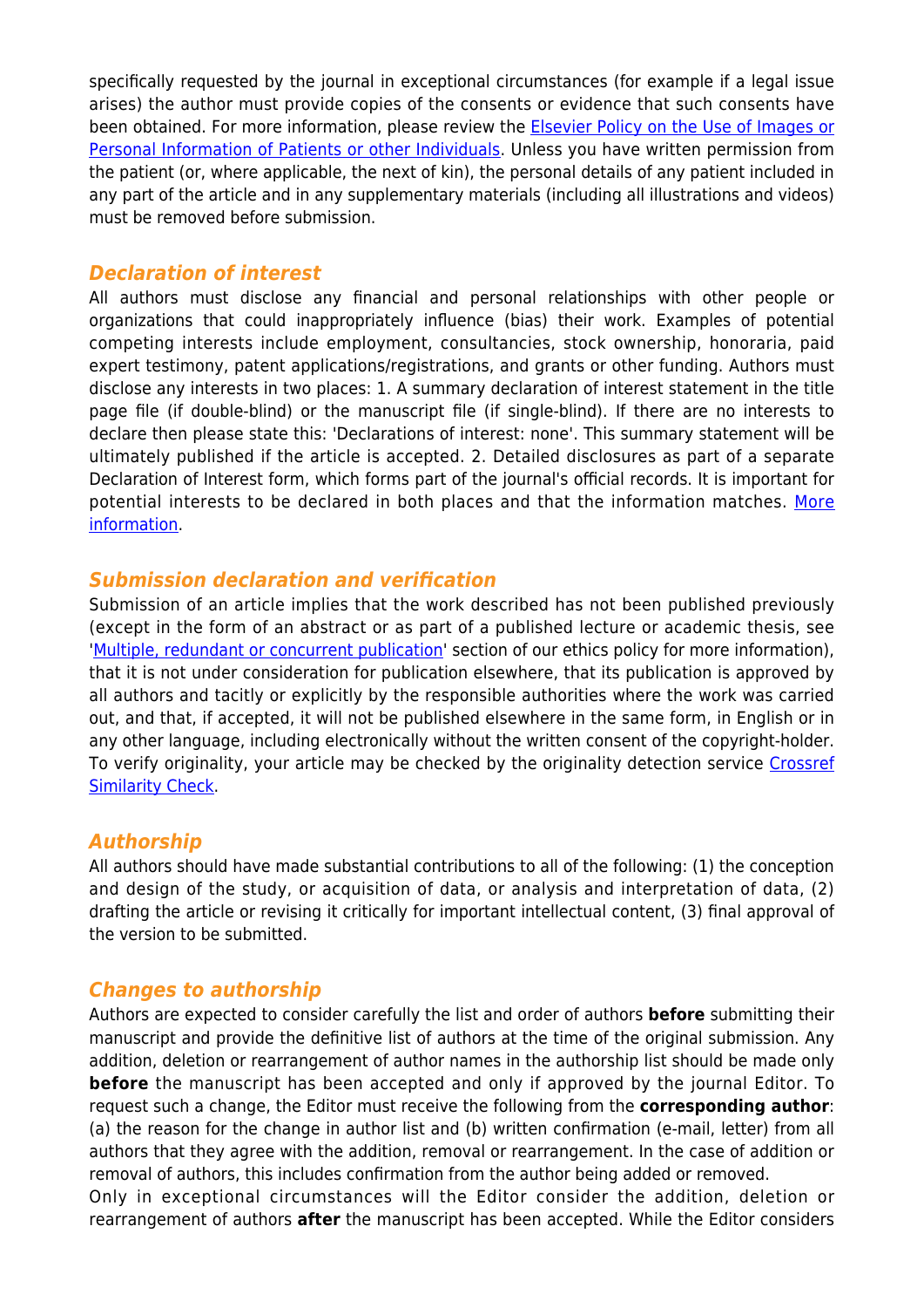specifically requested by the journal in exceptional circumstances (for example if a legal issue arises) the author must provide copies of the consents or evidence that such consents have been obtained. For more information, please review the [Elsevier Policy on the Use of Images or Personal Information of Patients or other Individuals](). Unless you have written permission from the patient (or, where applicable, the next of kin), the personal details of any patient included in any part of the article and in any supplementary materials (including all illustrations and videos) must be removed before submission.

### *Declaration of interest*

All authors must disclose any financial and personal relationships with other people or organizations that could inappropriately influence (bias) their work. Examples of potential competing interests include employment, consultancies, stock ownership, honoraria, paid expert testimony, patent applications/registrations, and grants or other funding. Authors must disclose any interests in two places: 1. A summary declaration of interest statement in the title page file (if double-blind) or the manuscript file (if single-blind). If there are no interests to declare then please state this: 'Declarations of interest: none'. This summary statement will be ultimately published if the article is accepted. 2. Detailed disclosures as part of a separate Declaration of Interest form, which forms part of the journal's official records. It is important for potential interests to be declared in both places and that the information matches. [More information]().

### *Submission declaration and verification*

Submission of an article implies that the work described has not been published previously (except in the form of an abstract or as part of a published lecture or academic thesis, see '[Multiple, redundant or concurrent publication]()' section of our ethics policy for more information), that it is not under consideration for publication elsewhere, that its publication is approved by all authors and tacitly or explicitly by the responsible authorities where the work was carried out, and that, if accepted, it will not be published elsewhere in the same form, in English or in any other language, including electronically without the written consent of the copyright-holder. To verify originality, your article may be checked by the originality detection service [Crossref Similarity Check]().

### *Authorship*

All authors should have made substantial contributions to all of the following: (1) the conception and design of the study, or acquisition of data, or analysis and interpretation of data, (2) drafting the article or revising it critically for important intellectual content, (3) final approval of the version to be submitted.

### *Changes to authorship*

Authors are expected to consider carefully the list and order of authors **before** submitting their manuscript and provide the definitive list of authors at the time of the original submission. Any addition, deletion or rearrangement of author names in the authorship list should be made only **before** the manuscript has been accepted and only if approved by the journal Editor. To request such a change, the Editor must receive the following from the **corresponding author**: (a) the reason for the change in author list and (b) written confirmation (e-mail, letter) from all authors that they agree with the addition, removal or rearrangement. In the case of addition or removal of authors, this includes confirmation from the author being added or removed.

Only in exceptional circumstances will the Editor consider the addition, deletion or rearrangement of authors **after** the manuscript has been accepted. While the Editor considers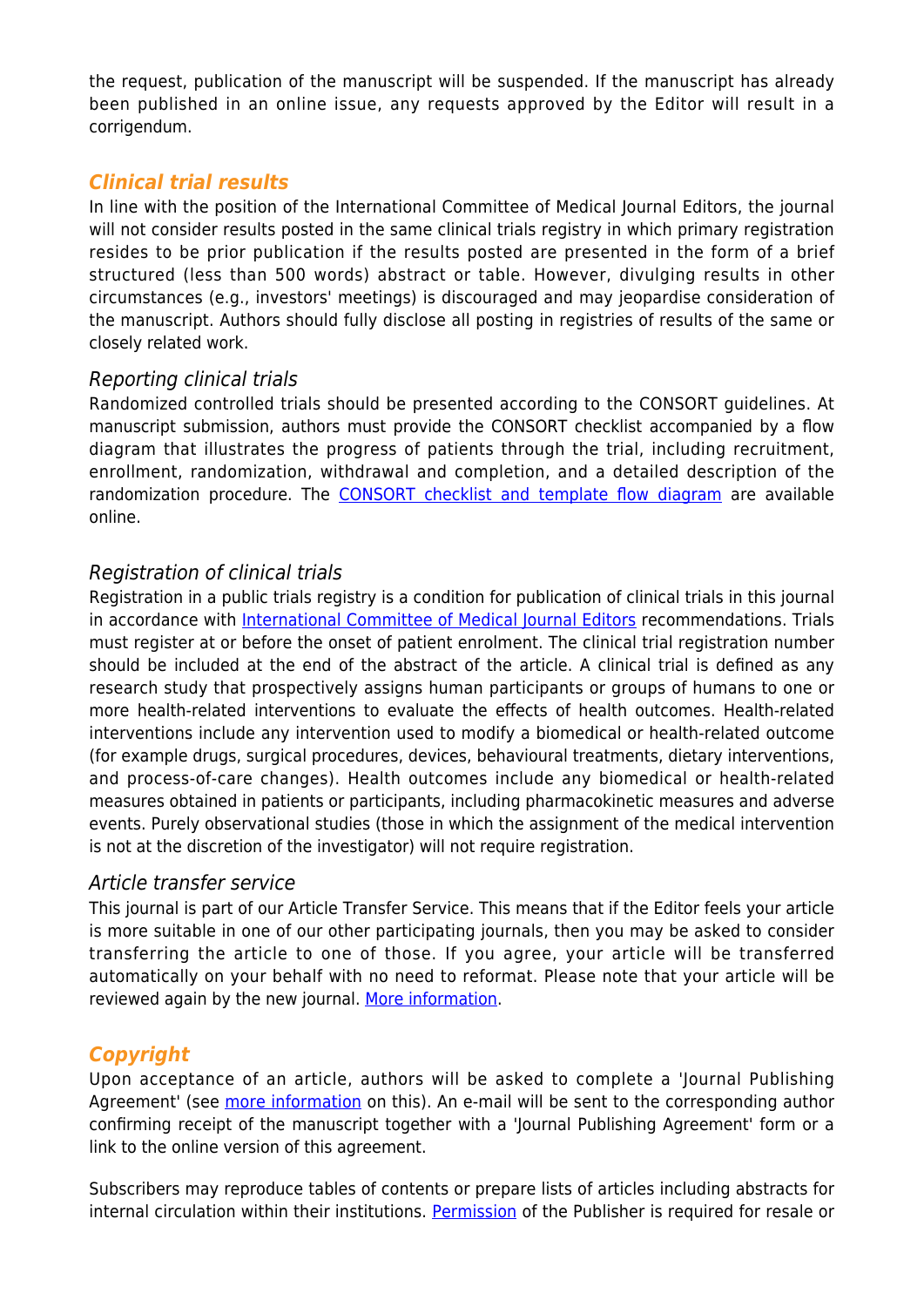the request, publication of the manuscript will be suspended. If the manuscript has already been published in an online issue, any requests approved by the Editor will result in a corrigendum.

## *Clinical trial results*

In line with the position of the International Committee of Medical Journal Editors, the journal will not consider results posted in the same clinical trials registry in which primary registration resides to be prior publication if the results posted are presented in the form of a brief structured (less than 500 words) abstract or table. However, divulging results in other circumstances (e.g., investors' meetings) is discouraged and may jeopardise consideration of the manuscript. Authors should fully disclose all posting in registries of results of the same or closely related work.

### *Reporting clinical trials*

Randomized controlled trials should be presented according to the CONSORT guidelines. At manuscript submission, authors must provide the CONSORT checklist accompanied by a flow diagram that illustrates the progress of patients through the trial, including recruitment, enrollment, randomization, withdrawal and completion, and a detailed description of the randomization procedure. The CONSORT checklist and template flow diagram are available online.

### *Registration of clinical trials*

Registration in a public trials registry is a condition for publication of clinical trials in this journal in accordance with International Committee of Medical Journal Editors recommendations. Trials must register at or before the onset of patient enrolment. The clinical trial registration number should be included at the end of the abstract of the article. A clinical trial is defined as any research study that prospectively assigns human participants or groups of humans to one or more health-related interventions to evaluate the effects of health outcomes. Health-related interventions include any intervention used to modify a biomedical or health-related outcome (for example drugs, surgical procedures, devices, behavioural treatments, dietary interventions, and process-of-care changes). Health outcomes include any biomedical or health-related measures obtained in patients or participants, including pharmacokinetic measures and adverse events. Purely observational studies (those in which the assignment of the medical intervention is not at the discretion of the investigator) will not require registration.

### *Article transfer service*

This journal is part of our Article Transfer Service. This means that if the Editor feels your article is more suitable in one of our other participating journals, then you may be asked to consider transferring the article to one of those. If you agree, your article will be transferred automatically on your behalf with no need to reformat. Please note that your article will be reviewed again by the new journal. More information.

## *Copyright*

Upon acceptance of an article, authors will be asked to complete a 'Journal Publishing Agreement' (see more information on this). An e-mail will be sent to the corresponding author confirming receipt of the manuscript together with a 'Journal Publishing Agreement' form or a link to the online version of this agreement.

Subscribers may reproduce tables of contents or prepare lists of articles including abstracts for internal circulation within their institutions. Permission of the Publisher is required for resale or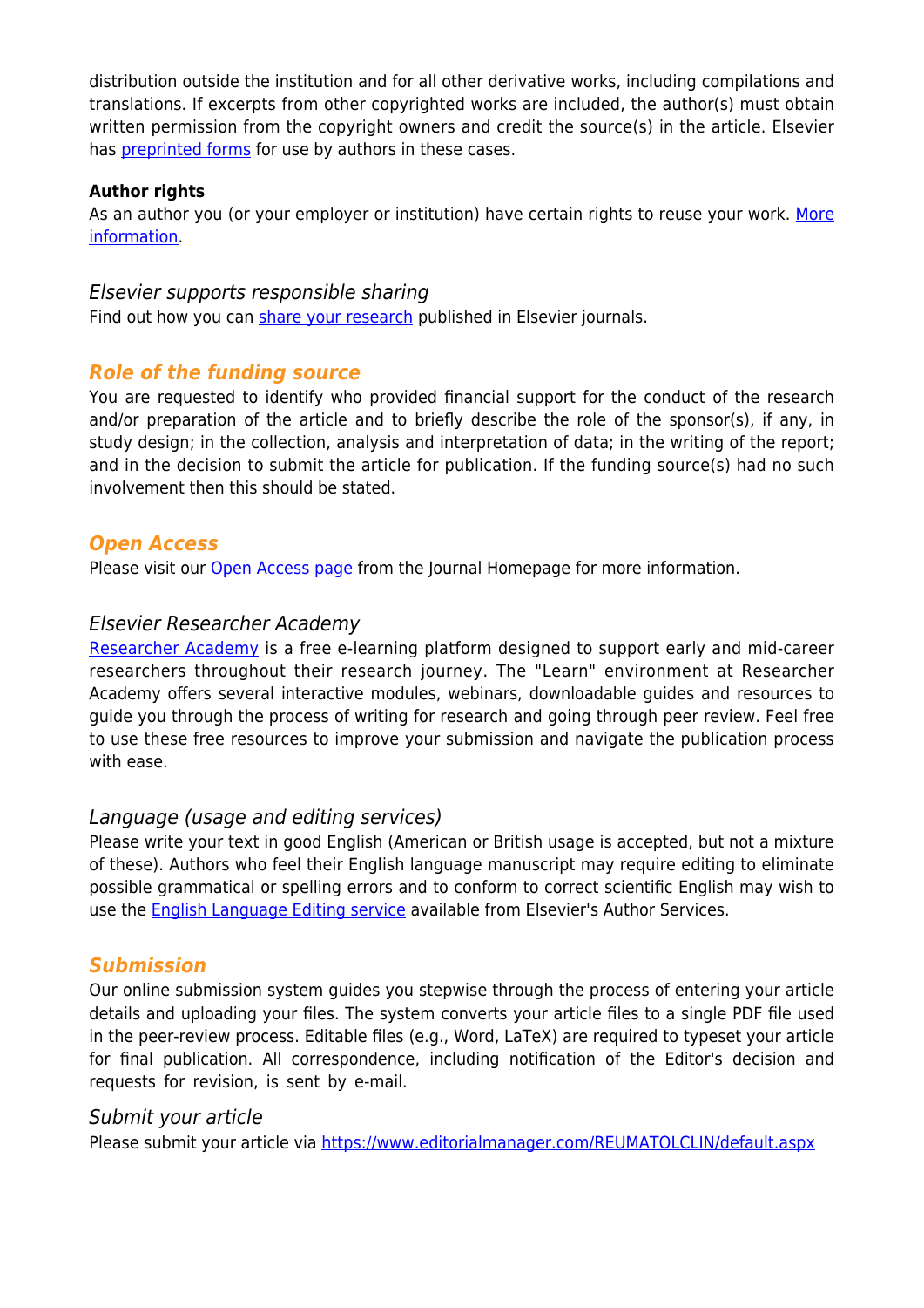distribution outside the institution and for all other derivative works, including compilations and translations. If excerpts from other copyrighted works are included, the author(s) must obtain written permission from the copyright owners and credit the source(s) in the article. Elsevier has preprinted forms for use by authors in these cases.

**Author rights**

As an author you (or your employer or institution) have certain rights to reuse your work. More information.

### *Elsevier supports responsible sharing*

Find out how you can share your research published in Elsevier journals.

## *Role of the funding source*

You are requested to identify who provided financial support for the conduct of the research and/or preparation of the article and to briefly describe the role of the sponsor(s), if any, in study design; in the collection, analysis and interpretation of data; in the writing of the report; and in the decision to submit the article for publication. If the funding source(s) had no such involvement then this should be stated.

## *Open Access*

Please visit our Open Access page from the Journal Homepage for more information.

### *Elsevier Researcher Academy*

Researcher Academy is a free e-learning platform designed to support early and mid-career researchers throughout their research journey. The "Learn" environment at Researcher Academy offers several interactive modules, webinars, downloadable guides and resources to guide you through the process of writing for research and going through peer review. Feel free to use these free resources to improve your submission and navigate the publication process with ease.

### *Language (usage and editing services)*

Please write your text in good English (American or British usage is accepted, but not a mixture of these). Authors who feel their English language manuscript may require editing to eliminate possible grammatical or spelling errors and to conform to correct scientific English may wish to use the English Language Editing service available from Elsevier's Author Services.

## *Submission*

Our online submission system guides you stepwise through the process of entering your article details and uploading your files. The system converts your article files to a single PDF file used in the peer-review process. Editable files (e.g., Word, LaTeX) are required to typeset your article for final publication. All correspondence, including notification of the Editor's decision and requests for revision, is sent by e-mail.

### *Submit your article*

Please submit your article via https://www.editorialmanager.com/REUMATOLCLIN/default.aspx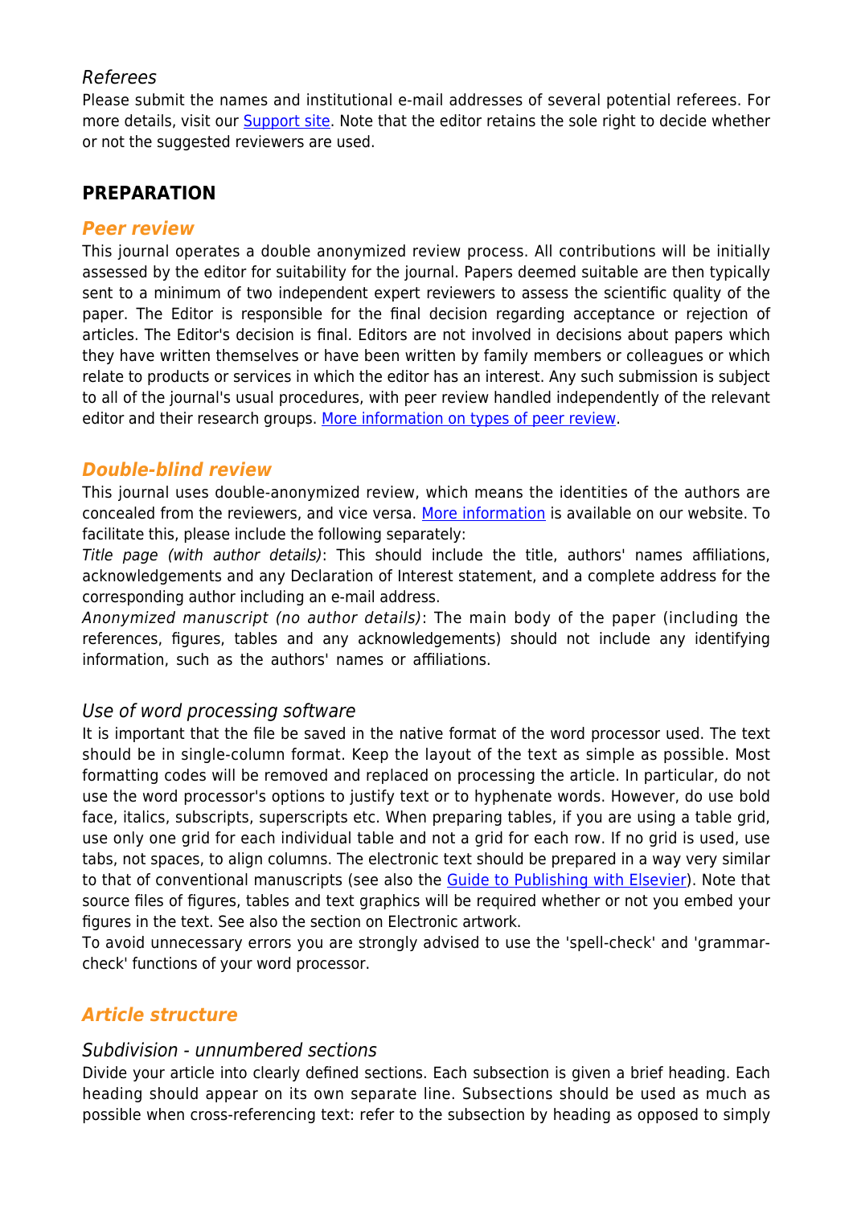### *Referees*

Please submit the names and institutional e-mail addresses of several potential referees. For more details, visit our Support site. Note that the editor retains the sole right to decide whether or not the suggested reviewers are used.

## PREPARATION

### ***Peer review***

This journal operates a double anonymized review process. All contributions will be initially assessed by the editor for suitability for the journal. Papers deemed suitable are then typically sent to a minimum of two independent expert reviewers to assess the scientific quality of the paper. The Editor is responsible for the final decision regarding acceptance or rejection of articles. The Editor's decision is final. Editors are not involved in decisions about papers which they have written themselves or have been written by family members or colleagues or which relate to products or services in which the editor has an interest. Any such submission is subject to all of the journal's usual procedures, with peer review handled independently of the relevant editor and their research groups. More information on types of peer review.

### ***Double-blind review***

This journal uses double-anonymized review, which means the identities of the authors are concealed from the reviewers, and vice versa. More information is available on our website. To facilitate this, please include the following separately:

*Title page (with author details)*: This should include the title, authors' names affiliations, acknowledgements and any Declaration of Interest statement, and a complete address for the corresponding author including an e-mail address.

*Anonymized manuscript (no author details)*: The main body of the paper (including the references, figures, tables and any acknowledgements) should not include any identifying information, such as the authors' names or affiliations.

### *Use of word processing software*

It is important that the file be saved in the native format of the word processor used. The text should be in single-column format. Keep the layout of the text as simple as possible. Most formatting codes will be removed and replaced on processing the article. In particular, do not use the word processor's options to justify text or to hyphenate words. However, do use bold face, italics, subscripts, superscripts etc. When preparing tables, if you are using a table grid, use only one grid for each individual table and not a grid for each row. If no grid is used, use tabs, not spaces, to align columns. The electronic text should be prepared in a way very similar to that of conventional manuscripts (see also the Guide to Publishing with Elsevier). Note that source files of figures, tables and text graphics will be required whether or not you embed your figures in the text. See also the section on Electronic artwork.

To avoid unnecessary errors you are strongly advised to use the 'spell-check' and 'grammar-check' functions of your word processor.

### ***Article structure***

### *Subdivision - unnumbered sections*

Divide your article into clearly defined sections. Each subsection is given a brief heading. Each heading should appear on its own separate line. Subsections should be used as much as possible when cross-referencing text: refer to the subsection by heading as opposed to simply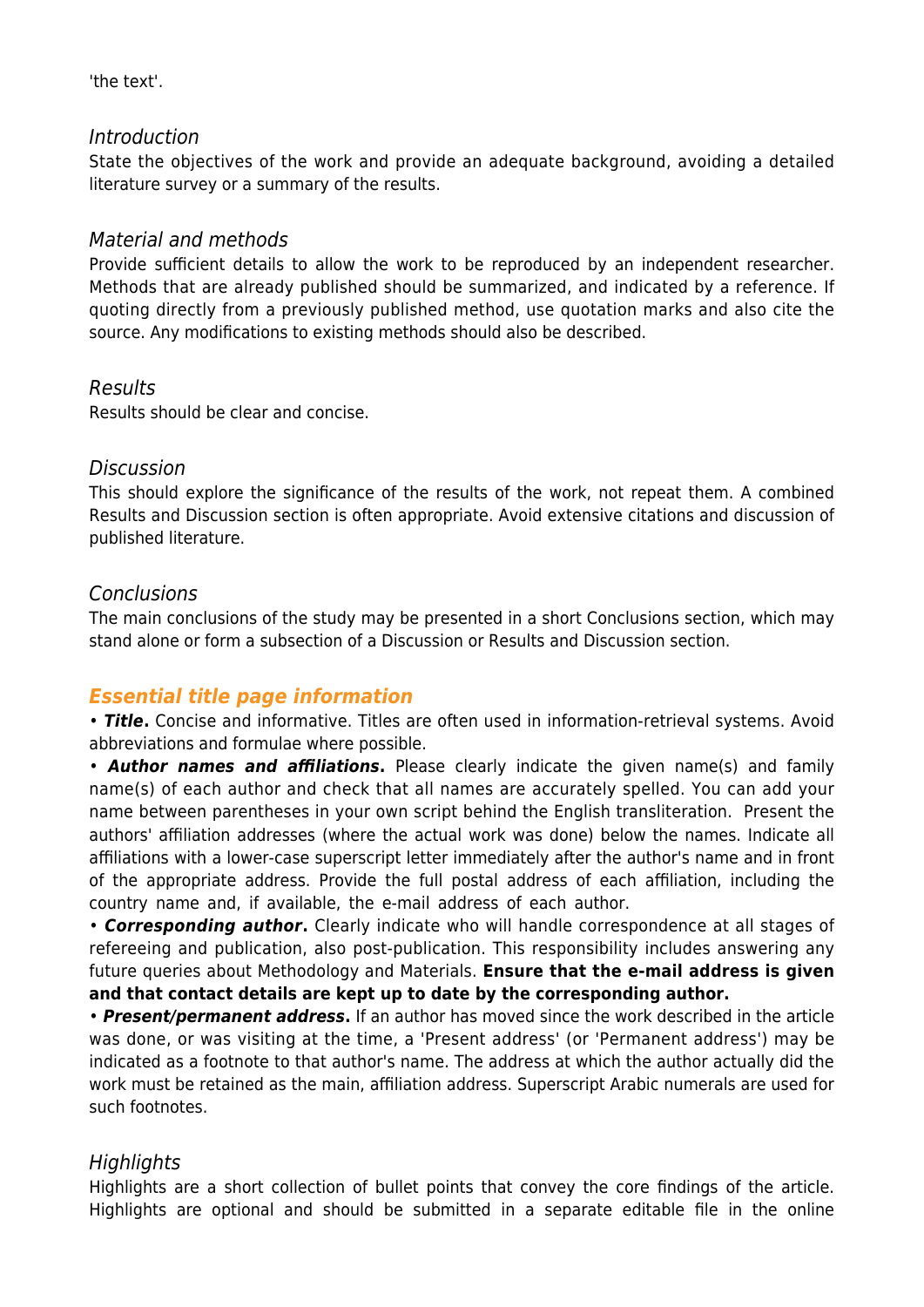'the text'.

### *Introduction*

State the objectives of the work and provide an adequate background, avoiding a detailed literature survey or a summary of the results.

### *Material and methods*

Provide sufficient details to allow the work to be reproduced by an independent researcher. Methods that are already published should be summarized, and indicated by a reference. If quoting directly from a previously published method, use quotation marks and also cite the source. Any modifications to existing methods should also be described.

### *Results*

Results should be clear and concise.

### *Discussion*

This should explore the significance of the results of the work, not repeat them. A combined Results and Discussion section is often appropriate. Avoid extensive citations and discussion of published literature.

### *Conclusions*

The main conclusions of the study may be presented in a short Conclusions section, which may stand alone or form a subsection of a Discussion or Results and Discussion section.

## *Essential title page information*

• ***Title*.** Concise and informative. Titles are often used in information-retrieval systems. Avoid abbreviations and formulae where possible.

• ***Author names and affiliations*.** Please clearly indicate the given name(s) and family name(s) of each author and check that all names are accurately spelled. You can add your name between parentheses in your own script behind the English transliteration. Present the authors' affiliation addresses (where the actual work was done) below the names. Indicate all affiliations with a lower-case superscript letter immediately after the author's name and in front of the appropriate address. Provide the full postal address of each affiliation, including the country name and, if available, the e-mail address of each author.

• ***Corresponding author*.** Clearly indicate who will handle correspondence at all stages of refereeing and publication, also post-publication. This responsibility includes answering any future queries about Methodology and Materials. **Ensure that the e-mail address is given and that contact details are kept up to date by the corresponding author.**

• ***Present/permanent address*.** If an author has moved since the work described in the article was done, or was visiting at the time, a 'Present address' (or 'Permanent address') may be indicated as a footnote to that author's name. The address at which the author actually did the work must be retained as the main, affiliation address. Superscript Arabic numerals are used for such footnotes.

### *Highlights*

Highlights are a short collection of bullet points that convey the core findings of the article. Highlights are optional and should be submitted in a separate editable file in the online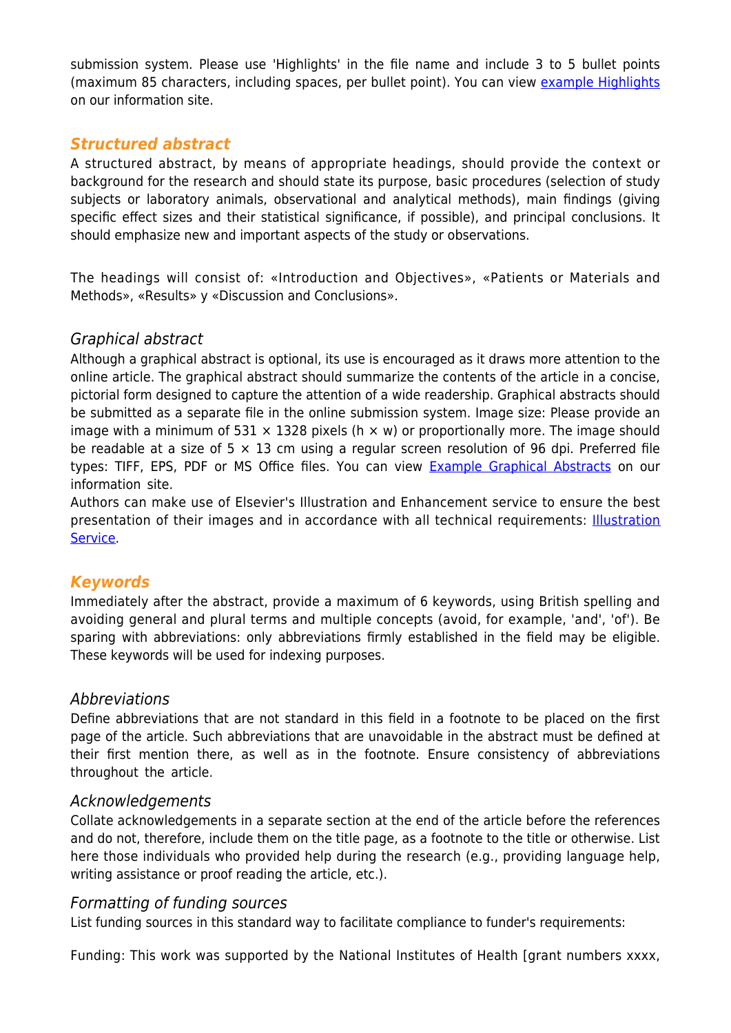submission system. Please use 'Highlights' in the file name and include 3 to 5 bullet points (maximum 85 characters, including spaces, per bullet point). You can view [example Highlights](#) on our information site.

### ***Structured abstract***

A structured abstract, by means of appropriate headings, should provide the context or background for the research and should state its purpose, basic procedures (selection of study subjects or laboratory animals, observational and analytical methods), main findings (giving specific effect sizes and their statistical significance, if possible), and principal conclusions. It should emphasize new and important aspects of the study or observations.

The headings will consist of: «Introduction and Objectives», «Patients or Materials and Methods», «Results» y «Discussion and Conclusions».

#### *Graphical abstract*

Although a graphical abstract is optional, its use is encouraged as it draws more attention to the online article. The graphical abstract should summarize the contents of the article in a concise, pictorial form designed to capture the attention of a wide readership. Graphical abstracts should be submitted as a separate file in the online submission system. Image size: Please provide an image with a minimum of 531 × 1328 pixels (h × w) or proportionally more. The image should be readable at a size of 5 × 13 cm using a regular screen resolution of 96 dpi. Preferred file types: TIFF, EPS, PDF or MS Office files. You can view [Example Graphical Abstracts](#) on our information site.
Authors can make use of Elsevier's Illustration and Enhancement service to ensure the best presentation of their images and in accordance with all technical requirements: [Illustration Service](#).

### ***Keywords***

Immediately after the abstract, provide a maximum of 6 keywords, using British spelling and avoiding general and plural terms and multiple concepts (avoid, for example, 'and', 'of'). Be sparing with abbreviations: only abbreviations firmly established in the field may be eligible. These keywords will be used for indexing purposes.

#### *Abbreviations*

Define abbreviations that are not standard in this field in a footnote to be placed on the first page of the article. Such abbreviations that are unavoidable in the abstract must be defined at their first mention there, as well as in the footnote. Ensure consistency of abbreviations throughout the article.

#### *Acknowledgements*

Collate acknowledgements in a separate section at the end of the article before the references and do not, therefore, include them on the title page, as a footnote to the title or otherwise. List here those individuals who provided help during the research (e.g., providing language help, writing assistance or proof reading the article, etc.).

#### *Formatting of funding sources*

List funding sources in this standard way to facilitate compliance to funder's requirements:

Funding: This work was supported by the National Institutes of Health [grant numbers xxxx,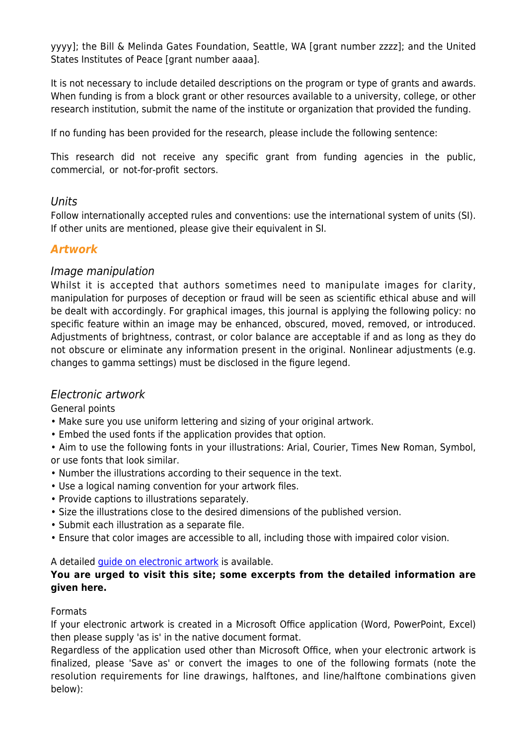yyyy]; the Bill & Melinda Gates Foundation, Seattle, WA [grant number zzzz]; and the United States Institutes of Peace [grant number aaaa].

It is not necessary to include detailed descriptions on the program or type of grants and awards. When funding is from a block grant or other resources available to a university, college, or other research institution, submit the name of the institute or organization that provided the funding.

If no funding has been provided for the research, please include the following sentence:

This research did not receive any specific grant from funding agencies in the public, commercial, or not-for-profit sectors.

### *Units*

Follow internationally accepted rules and conventions: use the international system of units (SI). If other units are mentioned, please give their equivalent in SI.

## ***Artwork***

### *Image manipulation*

Whilst it is accepted that authors sometimes need to manipulate images for clarity, manipulation for purposes of deception or fraud will be seen as scientific ethical abuse and will be dealt with accordingly. For graphical images, this journal is applying the following policy: no specific feature within an image may be enhanced, obscured, moved, removed, or introduced. Adjustments of brightness, contrast, or color balance are acceptable if and as long as they do not obscure or eliminate any information present in the original. Nonlinear adjustments (e.g. changes to gamma settings) must be disclosed in the figure legend.

### *Electronic artwork*

General points

- Make sure you use uniform lettering and sizing of your original artwork.
- Embed the used fonts if the application provides that option.
- Aim to use the following fonts in your illustrations: Arial, Courier, Times New Roman, Symbol, or use fonts that look similar.
- Number the illustrations according to their sequence in the text.
- Use a logical naming convention for your artwork files.
- Provide captions to illustrations separately.
- Size the illustrations close to the desired dimensions of the published version.
- Submit each illustration as a separate file.
- Ensure that color images are accessible to all, including those with impaired color vision.

A detailed guide on electronic artwork is available.

**You are urged to visit this site; some excerpts from the detailed information are given here.**

Formats

If your electronic artwork is created in a Microsoft Office application (Word, PowerPoint, Excel) then please supply 'as is' in the native document format.

Regardless of the application used other than Microsoft Office, when your electronic artwork is finalized, please 'Save as' or convert the images to one of the following formats (note the resolution requirements for line drawings, halftones, and line/halftone combinations given below):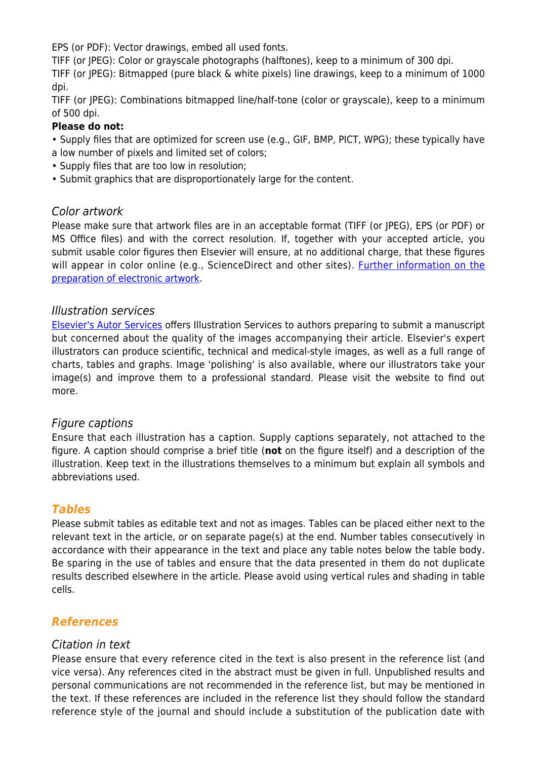EPS (or PDF): Vector drawings, embed all used fonts.
TIFF (or JPEG): Color or grayscale photographs (halftones), keep to a minimum of 300 dpi.
TIFF (or JPEG): Bitmapped (pure black & white pixels) line drawings, keep to a minimum of 1000 dpi.
TIFF (or JPEG): Combinations bitmapped line/half-tone (color or grayscale), keep to a minimum of 500 dpi.

**Please do not:**

• Supply files that are optimized for screen use (e.g., GIF, BMP, PICT, WPG); these typically have a low number of pixels and limited set of colors;
• Supply files that are too low in resolution;
• Submit graphics that are disproportionately large for the content.

### *Color artwork*

Please make sure that artwork files are in an acceptable format (TIFF (or JPEG), EPS (or PDF) or MS Office files) and with the correct resolution. If, together with your accepted article, you submit usable color figures then Elsevier will ensure, at no additional charge, that these figures will appear in color online (e.g., ScienceDirect and other sites). Further information on the preparation of electronic artwork.

### *Illustration services*

Elsevier's Autor Services offers Illustration Services to authors preparing to submit a manuscript but concerned about the quality of the images accompanying their article. Elsevier's expert illustrators can produce scientific, technical and medical-style images, as well as a full range of charts, tables and graphs. Image 'polishing' is also available, where our illustrators take your image(s) and improve them to a professional standard. Please visit the website to find out more.

### *Figure captions*

Ensure that each illustration has a caption. Supply captions separately, not attached to the figure. A caption should comprise a brief title (**not** on the figure itself) and a description of the illustration. Keep text in the illustrations themselves to a minimum but explain all symbols and abbreviations used.

## *Tables*

Please submit tables as editable text and not as images. Tables can be placed either next to the relevant text in the article, or on separate page(s) at the end. Number tables consecutively in accordance with their appearance in the text and place any table notes below the table body. Be sparing in the use of tables and ensure that the data presented in them do not duplicate results described elsewhere in the article. Please avoid using vertical rules and shading in table cells.

## *References*

### *Citation in text*

Please ensure that every reference cited in the text is also present in the reference list (and vice versa). Any references cited in the abstract must be given in full. Unpublished results and personal communications are not recommended in the reference list, but may be mentioned in the text. If these references are included in the reference list they should follow the standard reference style of the journal and should include a substitution of the publication date with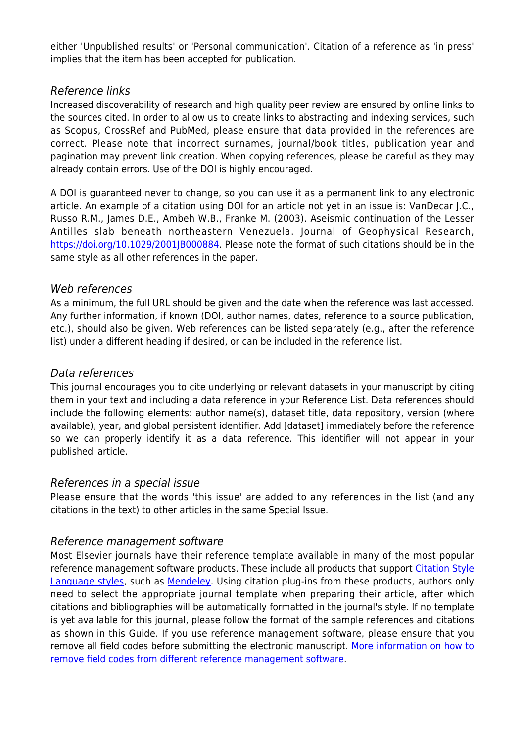either 'Unpublished results' or 'Personal communication'. Citation of a reference as 'in press' implies that the item has been accepted for publication.

### *Reference links*

Increased discoverability of research and high quality peer review are ensured by online links to the sources cited. In order to allow us to create links to abstracting and indexing services, such as Scopus, CrossRef and PubMed, please ensure that data provided in the references are correct. Please note that incorrect surnames, journal/book titles, publication year and pagination may prevent link creation. When copying references, please be careful as they may already contain errors. Use of the DOI is highly encouraged.

A DOI is guaranteed never to change, so you can use it as a permanent link to any electronic article. An example of a citation using DOI for an article not yet in an issue is: VanDecar J.C., Russo R.M., James D.E., Ambeh W.B., Franke M. (2003). Aseismic continuation of the Lesser Antilles slab beneath northeastern Venezuela. Journal of Geophysical Research, [https://doi.org/10.1029/2001JB000884](https://doi.org/10.1029/2001JB000884). Please note the format of such citations should be in the same style as all other references in the paper.

### *Web references*

As a minimum, the full URL should be given and the date when the reference was last accessed. Any further information, if known (DOI, author names, dates, reference to a source publication, etc.), should also be given. Web references can be listed separately (e.g., after the reference list) under a different heading if desired, or can be included in the reference list.

### *Data references*

This journal encourages you to cite underlying or relevant datasets in your manuscript by citing them in your text and including a data reference in your Reference List. Data references should include the following elements: author name(s), dataset title, data repository, version (where available), year, and global persistent identifier. Add [dataset] immediately before the reference so we can properly identify it as a data reference. This identifier will not appear in your published article.

### *References in a special issue*

Please ensure that the words 'this issue' are added to any references in the list (and any citations in the text) to other articles in the same Special Issue.

### *Reference management software*

Most Elsevier journals have their reference template available in many of the most popular reference management software products. These include all products that support Citation Style Language styles, such as Mendeley. Using citation plug-ins from these products, authors only need to select the appropriate journal template when preparing their article, after which citations and bibliographies will be automatically formatted in the journal's style. If no template is yet available for this journal, please follow the format of the sample references and citations as shown in this Guide. If you use reference management software, please ensure that you remove all field codes before submitting the electronic manuscript. More information on how to remove field codes from different reference management software.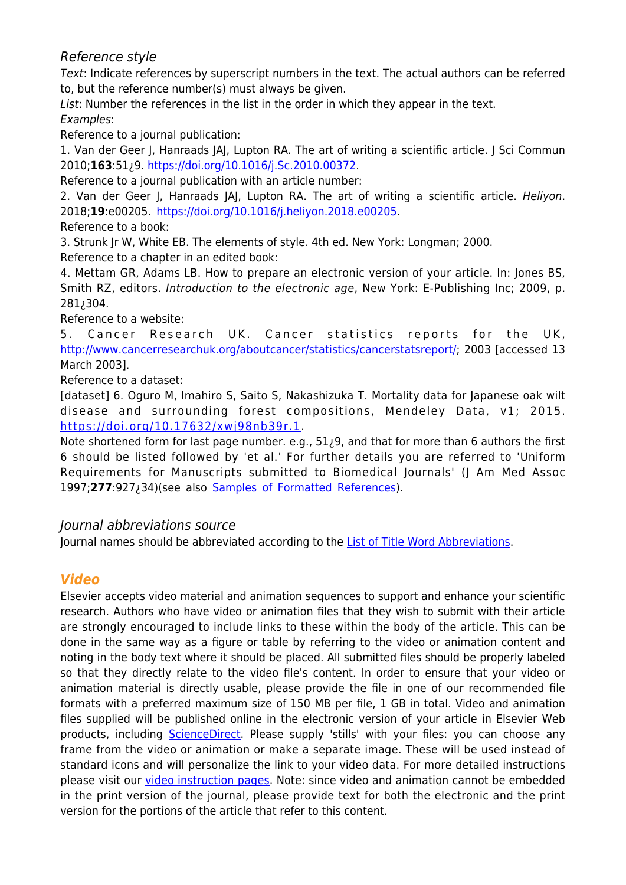### *Reference style*

*Text*: Indicate references by superscript numbers in the text. The actual authors can be referred to, but the reference number(s) must always be given.

*List*: Number the references in the list in the order in which they appear in the text.

*Examples*:

Reference to a journal publication:

1. Van der Geer J, Hanraads JAJ, Lupton RA. The art of writing a scientific article. J Sci Commun 2010;**163**:51¿9. https://doi.org/10.1016/j.Sc.2010.00372.

Reference to a journal publication with an article number:

2. Van der Geer J, Hanraads JAJ, Lupton RA. The art of writing a scientific article. *Heliyon*. 2018;**19**:e00205. https://doi.org/10.1016/j.heliyon.2018.e00205.

Reference to a book:

3. Strunk Jr W, White EB. The elements of style. 4th ed. New York: Longman; 2000.

Reference to a chapter in an edited book:

4. Mettam GR, Adams LB. How to prepare an electronic version of your article. In: Jones BS, Smith RZ, editors. *Introduction to the electronic age*, New York: E-Publishing Inc; 2009, p. 281¿304.

Reference to a website:

5. Cancer Research UK. Cancer statistics reports for the UK, http://www.cancerresearchuk.org/aboutcancer/statistics/cancerstatsreport/; 2003 [accessed 13 March 2003].

Reference to a dataset:

[dataset] 6. Oguro M, Imahiro S, Saito S, Nakashizuka T. Mortality data for Japanese oak wilt disease and surrounding forest compositions, Mendeley Data, v1; 2015. https://doi.org/10.17632/xwj98nb39r.1.

Note shortened form for last page number. e.g., 51¿9, and that for more than 6 authors the first 6 should be listed followed by 'et al.' For further details you are referred to 'Uniform Requirements for Manuscripts submitted to Biomedical Journals' (J Am Med Assoc 1997;**277**:927¿34)(see also Samples of Formatted References).

### *Journal abbreviations source*

Journal names should be abbreviated according to the List of Title Word Abbreviations.

## *Video*

Elsevier accepts video material and animation sequences to support and enhance your scientific research. Authors who have video or animation files that they wish to submit with their article are strongly encouraged to include links to these within the body of the article. This can be done in the same way as a figure or table by referring to the video or animation content and noting in the body text where it should be placed. All submitted files should be properly labeled so that they directly relate to the video file's content. In order to ensure that your video or animation material is directly usable, please provide the file in one of our recommended file formats with a preferred maximum size of 150 MB per file, 1 GB in total. Video and animation files supplied will be published online in the electronic version of your article in Elsevier Web products, including ScienceDirect. Please supply 'stills' with your files: you can choose any frame from the video or animation or make a separate image. These will be used instead of standard icons and will personalize the link to your video data. For more detailed instructions please visit our video instruction pages. Note: since video and animation cannot be embedded in the print version of the journal, please provide text for both the electronic and the print version for the portions of the article that refer to this content.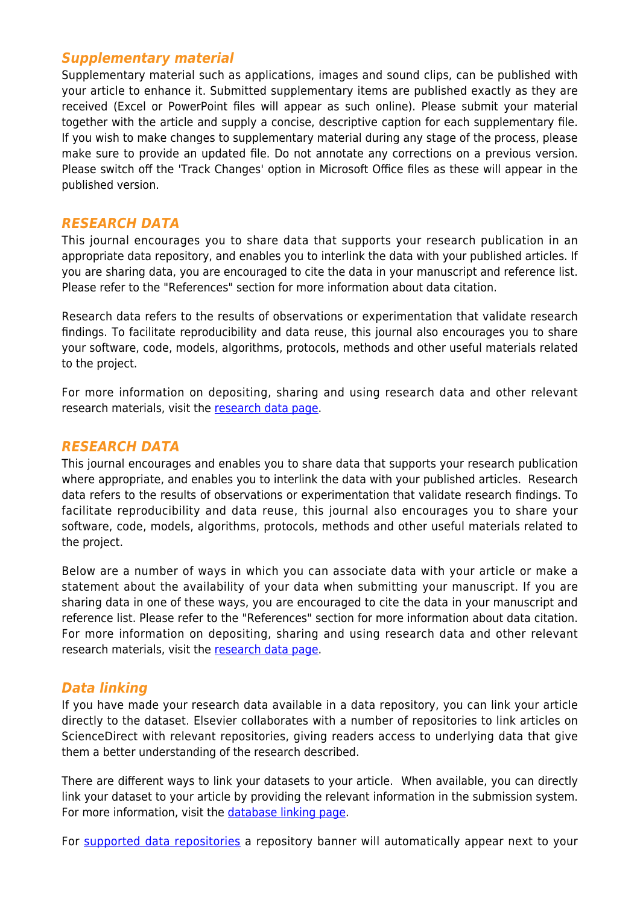### *Supplementary material*

Supplementary material such as applications, images and sound clips, can be published with your article to enhance it. Submitted supplementary items are published exactly as they are received (Excel or PowerPoint files will appear as such online). Please submit your material together with the article and supply a concise, descriptive caption for each supplementary file. If you wish to make changes to supplementary material during any stage of the process, please make sure to provide an updated file. Do not annotate any corrections on a previous version. Please switch off the 'Track Changes' option in Microsoft Office files as these will appear in the published version.

### *RESEARCH DATA*

This journal encourages you to share data that supports your research publication in an appropriate data repository, and enables you to interlink the data with your published articles. If you are sharing data, you are encouraged to cite the data in your manuscript and reference list. Please refer to the "References" section for more information about data citation.

Research data refers to the results of observations or experimentation that validate research findings. To facilitate reproducibility and data reuse, this journal also encourages you to share your software, code, models, algorithms, protocols, methods and other useful materials related to the project.

For more information on depositing, sharing and using research data and other relevant research materials, visit the research data page.

### *RESEARCH DATA*

This journal encourages and enables you to share data that supports your research publication where appropriate, and enables you to interlink the data with your published articles. Research data refers to the results of observations or experimentation that validate research findings. To facilitate reproducibility and data reuse, this journal also encourages you to share your software, code, models, algorithms, protocols, methods and other useful materials related to the project.

Below are a number of ways in which you can associate data with your article or make a statement about the availability of your data when submitting your manuscript. If you are sharing data in one of these ways, you are encouraged to cite the data in your manuscript and reference list. Please refer to the "References" section for more information about data citation. For more information on depositing, sharing and using research data and other relevant research materials, visit the research data page.

### *Data linking*

If you have made your research data available in a data repository, you can link your article directly to the dataset. Elsevier collaborates with a number of repositories to link articles on ScienceDirect with relevant repositories, giving readers access to underlying data that give them a better understanding of the research described.

There are different ways to link your datasets to your article. When available, you can directly link your dataset to your article by providing the relevant information in the submission system. For more information, visit the database linking page.

For supported data repositories a repository banner will automatically appear next to your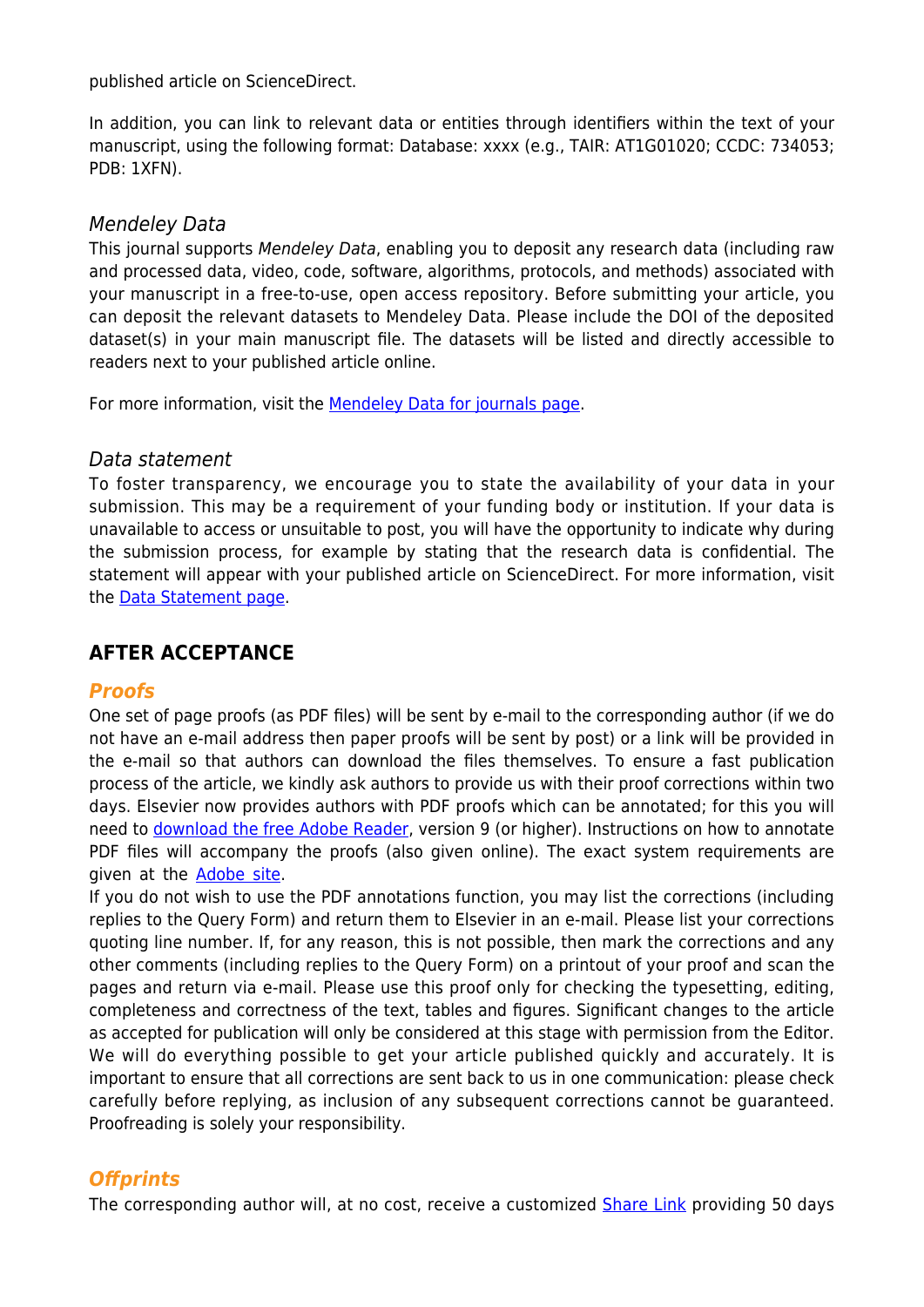published article on ScienceDirect.

In addition, you can link to relevant data or entities through identifiers within the text of your manuscript, using the following format: Database: xxxx (e.g., TAIR: AT1G01020; CCDC: 734053; PDB: 1XFN).

### *Mendeley Data*

This journal supports *Mendeley Data*, enabling you to deposit any research data (including raw and processed data, video, code, software, algorithms, protocols, and methods) associated with your manuscript in a free-to-use, open access repository. Before submitting your article, you can deposit the relevant datasets to Mendeley Data. Please include the DOI of the deposited dataset(s) in your main manuscript file. The datasets will be listed and directly accessible to readers next to your published article online.

For more information, visit the Mendeley Data for journals page.

### *Data statement*

To foster transparency, we encourage you to state the availability of your data in your submission. This may be a requirement of your funding body or institution. If your data is unavailable to access or unsuitable to post, you will have the opportunity to indicate why during the submission process, for example by stating that the research data is confidential. The statement will appear with your published article on ScienceDirect. For more information, visit the Data Statement page.

## AFTER ACCEPTANCE

### *Proofs*

One set of page proofs (as PDF files) will be sent by e-mail to the corresponding author (if we do not have an e-mail address then paper proofs will be sent by post) or a link will be provided in the e-mail so that authors can download the files themselves. To ensure a fast publication process of the article, we kindly ask authors to provide us with their proof corrections within two days. Elsevier now provides authors with PDF proofs which can be annotated; for this you will need to download the free Adobe Reader, version 9 (or higher). Instructions on how to annotate PDF files will accompany the proofs (also given online). The exact system requirements are given at the Adobe site.

If you do not wish to use the PDF annotations function, you may list the corrections (including replies to the Query Form) and return them to Elsevier in an e-mail. Please list your corrections quoting line number. If, for any reason, this is not possible, then mark the corrections and any other comments (including replies to the Query Form) on a printout of your proof and scan the pages and return via e-mail. Please use this proof only for checking the typesetting, editing, completeness and correctness of the text, tables and figures. Significant changes to the article as accepted for publication will only be considered at this stage with permission from the Editor. We will do everything possible to get your article published quickly and accurately. It is important to ensure that all corrections are sent back to us in one communication: please check carefully before replying, as inclusion of any subsequent corrections cannot be guaranteed. Proofreading is solely your responsibility.

### *Offprints*

The corresponding author will, at no cost, receive a customized Share Link providing 50 days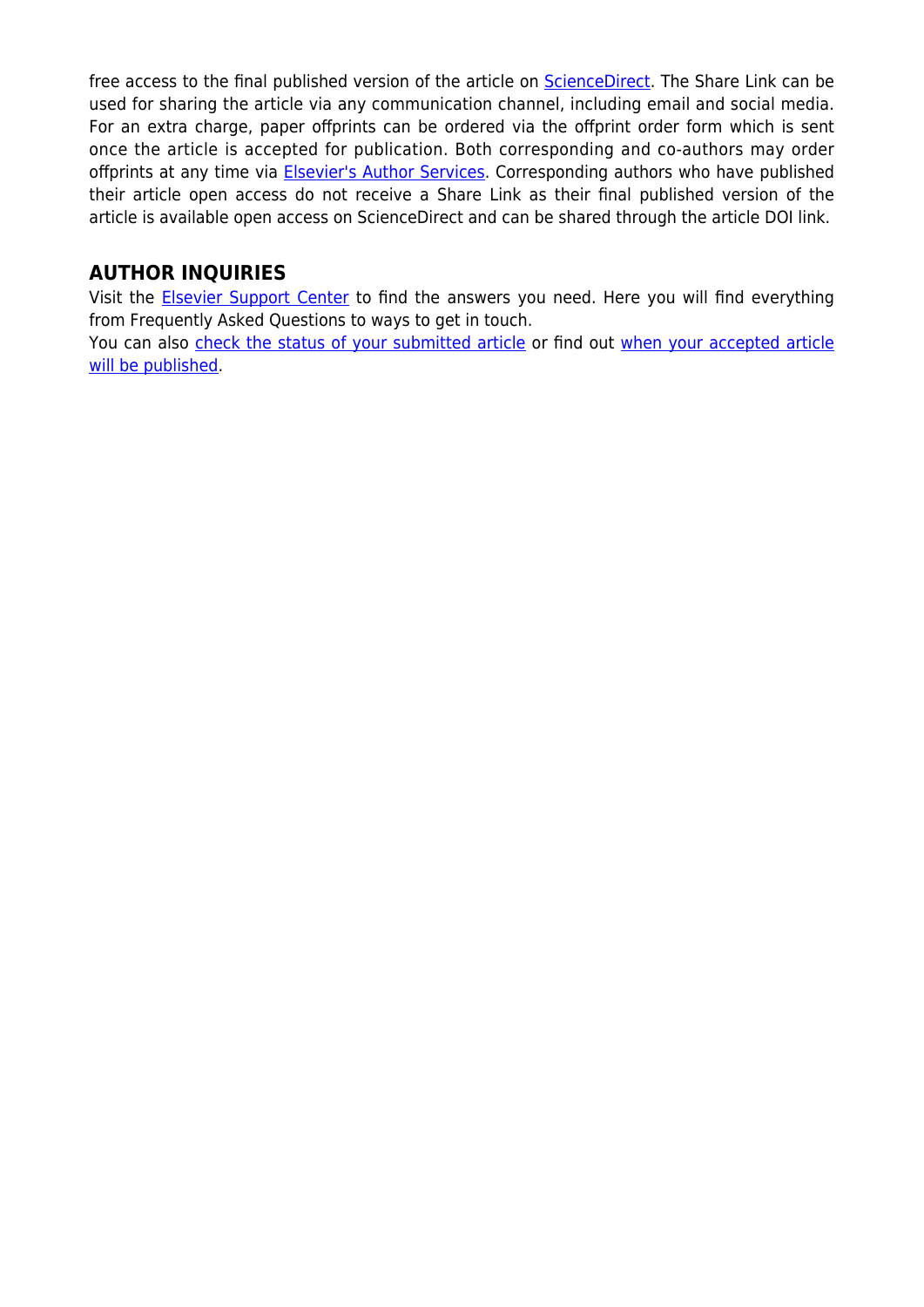free access to the final published version of the article on ScienceDirect. The Share Link can be used for sharing the article via any communication channel, including email and social media. For an extra charge, paper offprints can be ordered via the offprint order form which is sent once the article is accepted for publication. Both corresponding and co-authors may order offprints at any time via Elsevier's Author Services. Corresponding authors who have published their article open access do not receive a Share Link as their final published version of the article is available open access on ScienceDirect and can be shared through the article DOI link.

## AUTHOR INQUIRIES

Visit the Elsevier Support Center to find the answers you need. Here you will find everything from Frequently Asked Questions to ways to get in touch.
You can also check the status of your submitted article or find out when your accepted article will be published.